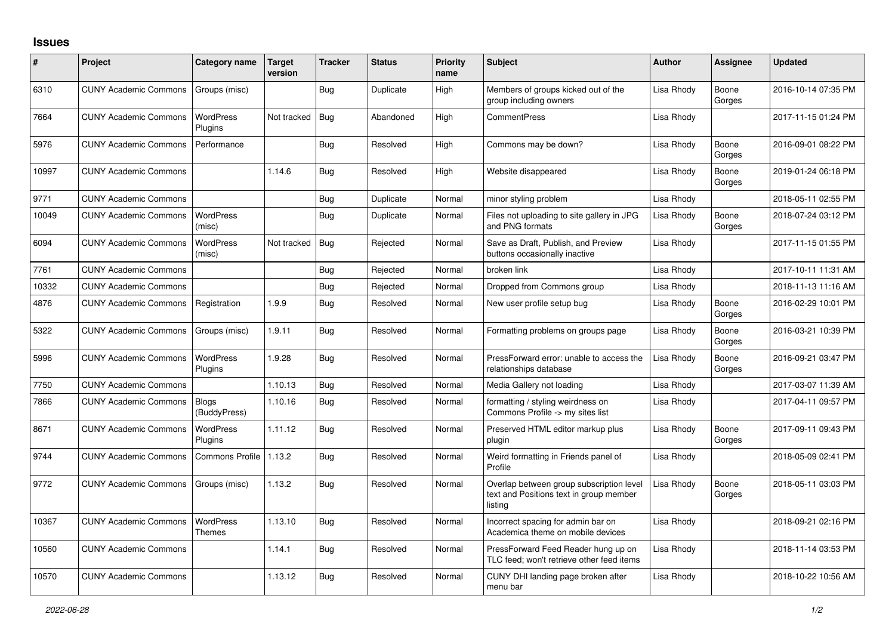## Issues

| # | Project | Category name | Target version | Tracker | Status | Priority name | Subject | Author | Assignee | Updated |
|---|---|---|---|---|---|---|---|---|---|---|
| 6310 | CUNY Academic Commons | Groups (misc) | | Bug | Duplicate | High | Members of groups kicked out of the group including owners | Lisa Rhody | Boone Gorges | 2016-10-14 07:35 PM |
| 7664 | CUNY Academic Commons | WordPress Plugins | Not tracked | Bug | Abandoned | High | CommentPress | Lisa Rhody | | 2017-11-15 01:24 PM |
| 5976 | CUNY Academic Commons | Performance | | Bug | Resolved | High | Commons may be down? | Lisa Rhody | Boone Gorges | 2016-09-01 08:22 PM |
| 10997 | CUNY Academic Commons | | 1.14.6 | Bug | Resolved | High | Website disappeared | Lisa Rhody | Boone Gorges | 2019-01-24 06:18 PM |
| 9771 | CUNY Academic Commons | | | Bug | Duplicate | Normal | minor styling problem | Lisa Rhody | | 2018-05-11 02:55 PM |
| 10049 | CUNY Academic Commons | WordPress (misc) | | Bug | Duplicate | Normal | Files not uploading to site gallery in JPG and PNG formats | Lisa Rhody | Boone Gorges | 2018-07-24 03:12 PM |
| 6094 | CUNY Academic Commons | WordPress (misc) | Not tracked | Bug | Rejected | Normal | Save as Draft, Publish, and Preview buttons occasionally inactive | Lisa Rhody | | 2017-11-15 01:55 PM |
| 7761 | CUNY Academic Commons | | | Bug | Rejected | Normal | broken link | Lisa Rhody | | 2017-10-11 11:31 AM |
| 10332 | CUNY Academic Commons | | | Bug | Rejected | Normal | Dropped from Commons group | Lisa Rhody | | 2018-11-13 11:16 AM |
| 4876 | CUNY Academic Commons | Registration | 1.9.9 | Bug | Resolved | Normal | New user profile setup bug | Lisa Rhody | Boone Gorges | 2016-02-29 10:01 PM |
| 5322 | CUNY Academic Commons | Groups (misc) | 1.9.11 | Bug | Resolved | Normal | Formatting problems on groups page | Lisa Rhody | Boone Gorges | 2016-03-21 10:39 PM |
| 5996 | CUNY Academic Commons | WordPress Plugins | 1.9.28 | Bug | Resolved | Normal | PressForward error: unable to access the relationships database | Lisa Rhody | Boone Gorges | 2016-09-21 03:47 PM |
| 7750 | CUNY Academic Commons | | 1.10.13 | Bug | Resolved | Normal | Media Gallery not loading | Lisa Rhody | | 2017-03-07 11:39 AM |
| 7866 | CUNY Academic Commons | Blogs (BuddyPress) | 1.10.16 | Bug | Resolved | Normal | formatting / styling weirdness on Commons Profile -> my sites list | Lisa Rhody | | 2017-04-11 09:57 PM |
| 8671 | CUNY Academic Commons | WordPress Plugins | 1.11.12 | Bug | Resolved | Normal | Preserved HTML editor markup plus plugin | Lisa Rhody | Boone Gorges | 2017-09-11 09:43 PM |
| 9744 | CUNY Academic Commons | Commons Profile | 1.13.2 | Bug | Resolved | Normal | Weird formatting in Friends panel of Profile | Lisa Rhody | | 2018-05-09 02:41 PM |
| 9772 | CUNY Academic Commons | Groups (misc) | 1.13.2 | Bug | Resolved | Normal | Overlap between group subscription level text and Positions text in group member listing | Lisa Rhody | Boone Gorges | 2018-05-11 03:03 PM |
| 10367 | CUNY Academic Commons | WordPress Themes | 1.13.10 | Bug | Resolved | Normal | Incorrect spacing for admin bar on Academica theme on mobile devices | Lisa Rhody | | 2018-09-21 02:16 PM |
| 10560 | CUNY Academic Commons | | 1.14.1 | Bug | Resolved | Normal | PressForward Feed Reader hung up on TLC feed; won't retrieve other feed items | Lisa Rhody | | 2018-11-14 03:53 PM |
| 10570 | CUNY Academic Commons | | 1.13.12 | Bug | Resolved | Normal | CUNY DHI landing page broken after menu bar | Lisa Rhody | | 2018-10-22 10:56 AM |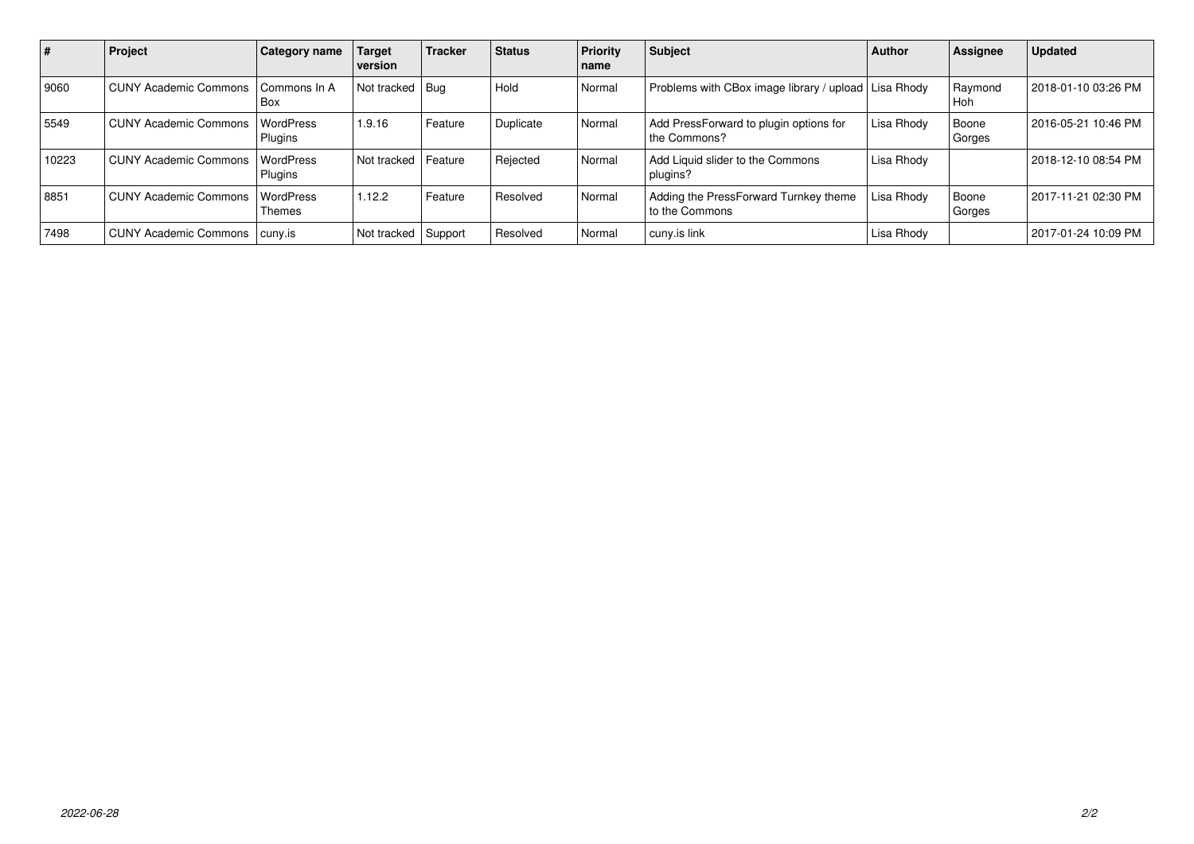| # | Project | Category name | Target version | Tracker | Status | Priority name | Subject | Author | Assignee | Updated |
|---|---|---|---|---|---|---|---|---|---|---|
| 9060 | CUNY Academic Commons | Commons In A Box | Not tracked | Bug | Hold | Normal | Problems with CBox image library / upload | Lisa Rhody | Raymond Hoh | 2018-01-10 03:26 PM |
| 5549 | CUNY Academic Commons | WordPress Plugins | 1.9.16 | Feature | Duplicate | Normal | Add PressForward to plugin options for the Commons? | Lisa Rhody | Boone Gorges | 2016-05-21 10:46 PM |
| 10223 | CUNY Academic Commons | WordPress Plugins | Not tracked | Feature | Rejected | Normal | Add Liquid slider to the Commons plugins? | Lisa Rhody | | 2018-12-10 08:54 PM |
| 8851 | CUNY Academic Commons | WordPress Themes | 1.12.2 | Feature | Resolved | Normal | Adding the PressForward Turnkey theme to the Commons | Lisa Rhody | Boone Gorges | 2017-11-21 02:30 PM |
| 7498 | CUNY Academic Commons | cuny.is | Not tracked | Support | Resolved | Normal | cuny.is link | Lisa Rhody | | 2017-01-24 10:09 PM |